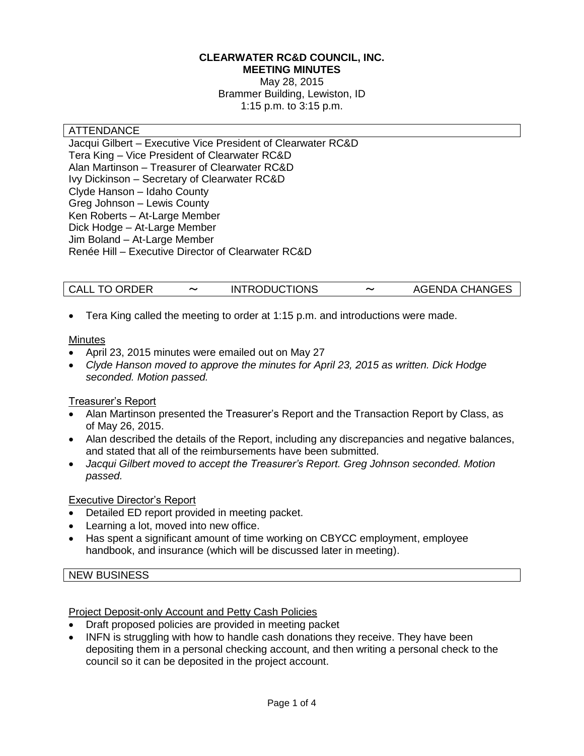**CLEARWATER RC&D COUNCIL, INC.**
**MEETING MINUTES**
May 28, 2015
Brammer Building, Lewiston, ID
1:15 p.m. to 3:15 p.m.

## ATTENDANCE

Jacqui Gilbert – Executive Vice President of Clearwater RC&D
Tera King – Vice President of Clearwater RC&D
Alan Martinson – Treasurer of Clearwater RC&D
Ivy Dickinson – Secretary of Clearwater RC&D
Clyde Hanson – Idaho County
Greg Johnson – Lewis County
Ken Roberts – At-Large Member
Dick Hodge – At-Large Member
Jim Boland – At-Large Member
Renée Hill – Executive Director of Clearwater RC&D

## CALL TO ORDER ~ INTRODUCTIONS ~ AGENDA CHANGES

- Tera King called the meeting to order at 1:15 p.m. and introductions were made.

### Minutes

- April 23, 2015 minutes were emailed out on May 27
- *Clyde Hanson moved to approve the minutes for April 23, 2015 as written. Dick Hodge seconded. Motion passed.*

### Treasurer's Report

- Alan Martinson presented the Treasurer's Report and the Transaction Report by Class, as of May 26, 2015.
- Alan described the details of the Report, including any discrepancies and negative balances, and stated that all of the reimbursements have been submitted.
- *Jacqui Gilbert moved to accept the Treasurer's Report. Greg Johnson seconded. Motion passed.*

### Executive Director's Report

- Detailed ED report provided in meeting packet.
- Learning a lot, moved into new office.
- Has spent a significant amount of time working on CBYCC employment, employee handbook, and insurance (which will be discussed later in meeting).

## NEW BUSINESS

### Project Deposit-only Account and Petty Cash Policies

- Draft proposed policies are provided in meeting packet
- INFN is struggling with how to handle cash donations they receive. They have been depositing them in a personal checking account, and then writing a personal check to the council so it can be deposited in the project account.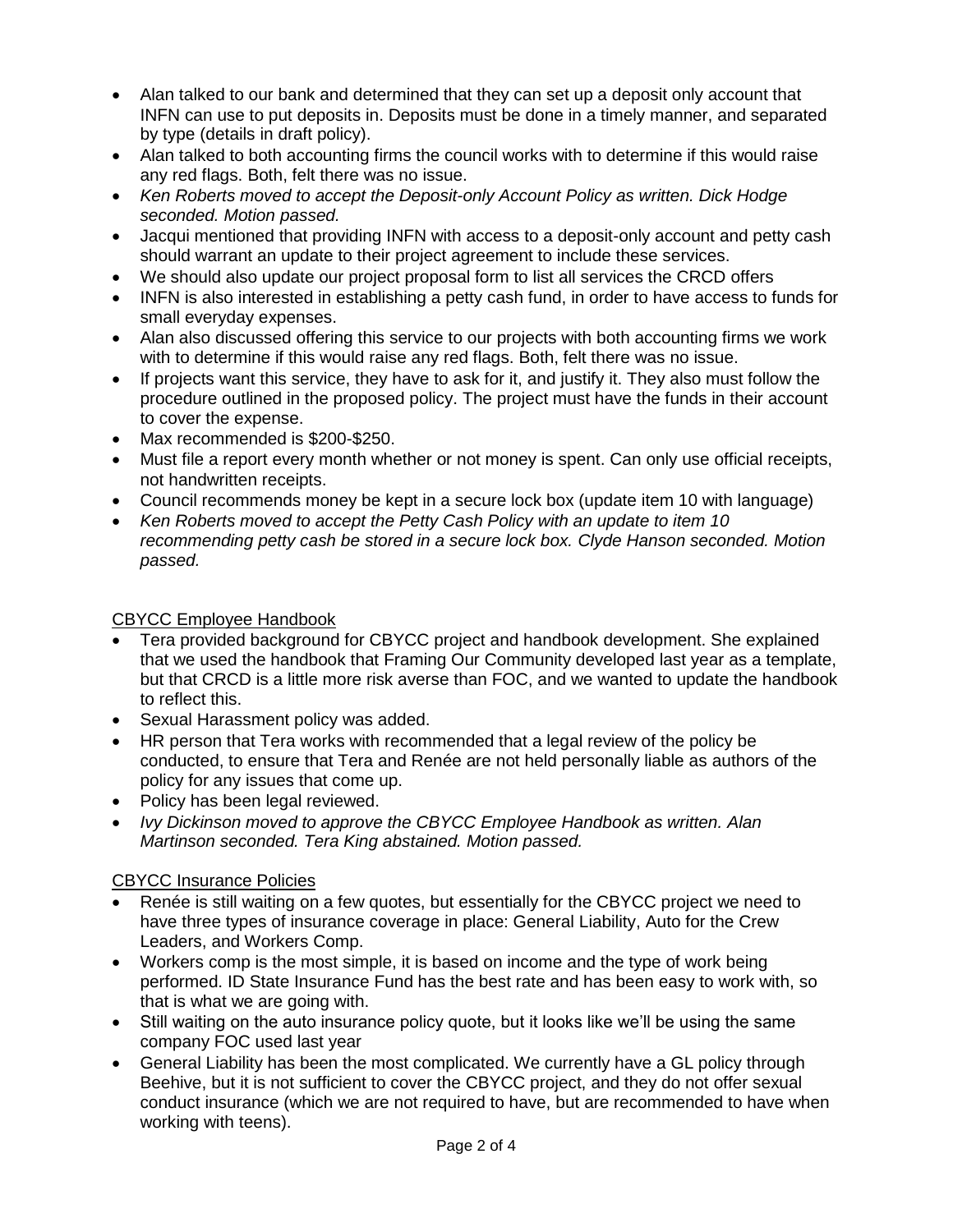- Alan talked to our bank and determined that they can set up a deposit only account that INFN can use to put deposits in. Deposits must be done in a timely manner, and separated by type (details in draft policy).
- Alan talked to both accounting firms the council works with to determine if this would raise any red flags. Both, felt there was no issue.
- *Ken Roberts moved to accept the Deposit-only Account Policy as written. Dick Hodge seconded. Motion passed.*
- Jacqui mentioned that providing INFN with access to a deposit-only account and petty cash should warrant an update to their project agreement to include these services.
- We should also update our project proposal form to list all services the CRCD offers
- INFN is also interested in establishing a petty cash fund, in order to have access to funds for small everyday expenses.
- Alan also discussed offering this service to our projects with both accounting firms we work with to determine if this would raise any red flags. Both, felt there was no issue.
- If projects want this service, they have to ask for it, and justify it. They also must follow the procedure outlined in the proposed policy. The project must have the funds in their account to cover the expense.
- Max recommended is $200-$250.
- Must file a report every month whether or not money is spent. Can only use official receipts, not handwritten receipts.
- Council recommends money be kept in a secure lock box (update item 10 with language)
- *Ken Roberts moved to accept the Petty Cash Policy with an update to item 10 recommending petty cash be stored in a secure lock box. Clyde Hanson seconded. Motion passed.*

CBYCC Employee Handbook

- Tera provided background for CBYCC project and handbook development. She explained that we used the handbook that Framing Our Community developed last year as a template, but that CRCD is a little more risk averse than FOC, and we wanted to update the handbook to reflect this.
- Sexual Harassment policy was added.
- HR person that Tera works with recommended that a legal review of the policy be conducted, to ensure that Tera and Renée are not held personally liable as authors of the policy for any issues that come up.
- Policy has been legal reviewed.
- *Ivy Dickinson moved to approve the CBYCC Employee Handbook as written. Alan Martinson seconded. Tera King abstained. Motion passed.*

CBYCC Insurance Policies

- Renée is still waiting on a few quotes, but essentially for the CBYCC project we need to have three types of insurance coverage in place: General Liability, Auto for the Crew Leaders, and Workers Comp.
- Workers comp is the most simple, it is based on income and the type of work being performed. ID State Insurance Fund has the best rate and has been easy to work with, so that is what we are going with.
- Still waiting on the auto insurance policy quote, but it looks like we'll be using the same company FOC used last year
- General Liability has been the most complicated. We currently have a GL policy through Beehive, but it is not sufficient to cover the CBYCC project, and they do not offer sexual conduct insurance (which we are not required to have, but are recommended to have when working with teens).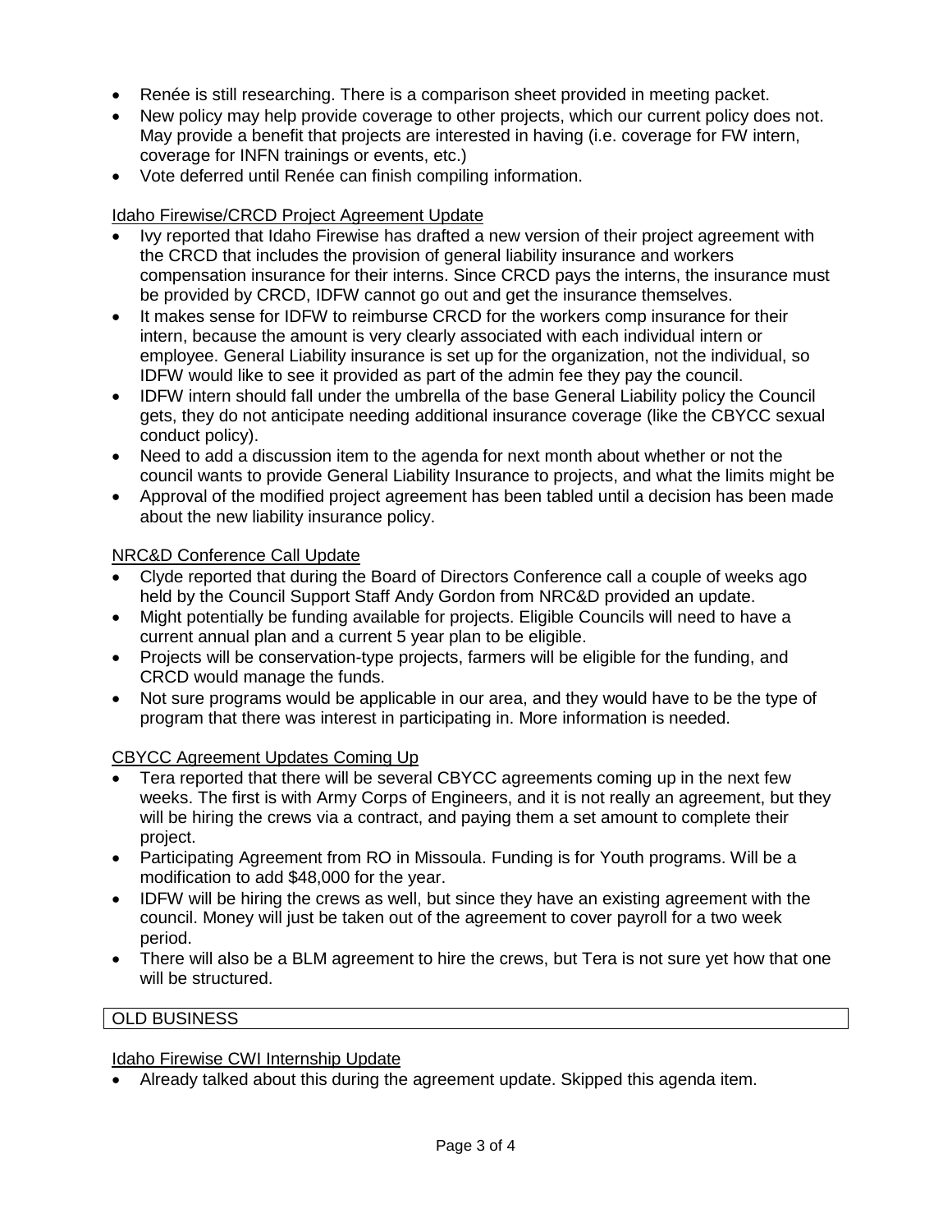- Renée is still researching. There is a comparison sheet provided in meeting packet.
- New policy may help provide coverage to other projects, which our current policy does not. May provide a benefit that projects are interested in having (i.e. coverage for FW intern, coverage for INFN trainings or events, etc.)
- Vote deferred until Renée can finish compiling information.

<u>Idaho Firewise/CRCD Project Agreement Update</u>

- Ivy reported that Idaho Firewise has drafted a new version of their project agreement with the CRCD that includes the provision of general liability insurance and workers compensation insurance for their interns. Since CRCD pays the interns, the insurance must be provided by CRCD, IDFW cannot go out and get the insurance themselves.
- It makes sense for IDFW to reimburse CRCD for the workers comp insurance for their intern, because the amount is very clearly associated with each individual intern or employee. General Liability insurance is set up for the organization, not the individual, so IDFW would like to see it provided as part of the admin fee they pay the council.
- IDFW intern should fall under the umbrella of the base General Liability policy the Council gets, they do not anticipate needing additional insurance coverage (like the CBYCC sexual conduct policy).
- Need to add a discussion item to the agenda for next month about whether or not the council wants to provide General Liability Insurance to projects, and what the limits might be
- Approval of the modified project agreement has been tabled until a decision has been made about the new liability insurance policy.

<u>NRC&D Conference Call Update</u>

- Clyde reported that during the Board of Directors Conference call a couple of weeks ago held by the Council Support Staff Andy Gordon from NRC&D provided an update.
- Might potentially be funding available for projects. Eligible Councils will need to have a current annual plan and a current 5 year plan to be eligible.
- Projects will be conservation-type projects, farmers will be eligible for the funding, and CRCD would manage the funds.
- Not sure programs would be applicable in our area, and they would have to be the type of program that there was interest in participating in. More information is needed.

<u>CBYCC Agreement Updates Coming Up</u>

- Tera reported that there will be several CBYCC agreements coming up in the next few weeks. The first is with Army Corps of Engineers, and it is not really an agreement, but they will be hiring the crews via a contract, and paying them a set amount to complete their project.
- Participating Agreement from RO in Missoula. Funding is for Youth programs. Will be a modification to add $48,000 for the year.
- IDFW will be hiring the crews as well, but since they have an existing agreement with the council. Money will just be taken out of the agreement to cover payroll for a two week period.
- There will also be a BLM agreement to hire the crews, but Tera is not sure yet how that one will be structured.

## OLD BUSINESS

<u>Idaho Firewise CWI Internship Update</u>

- Already talked about this during the agreement update. Skipped this agenda item.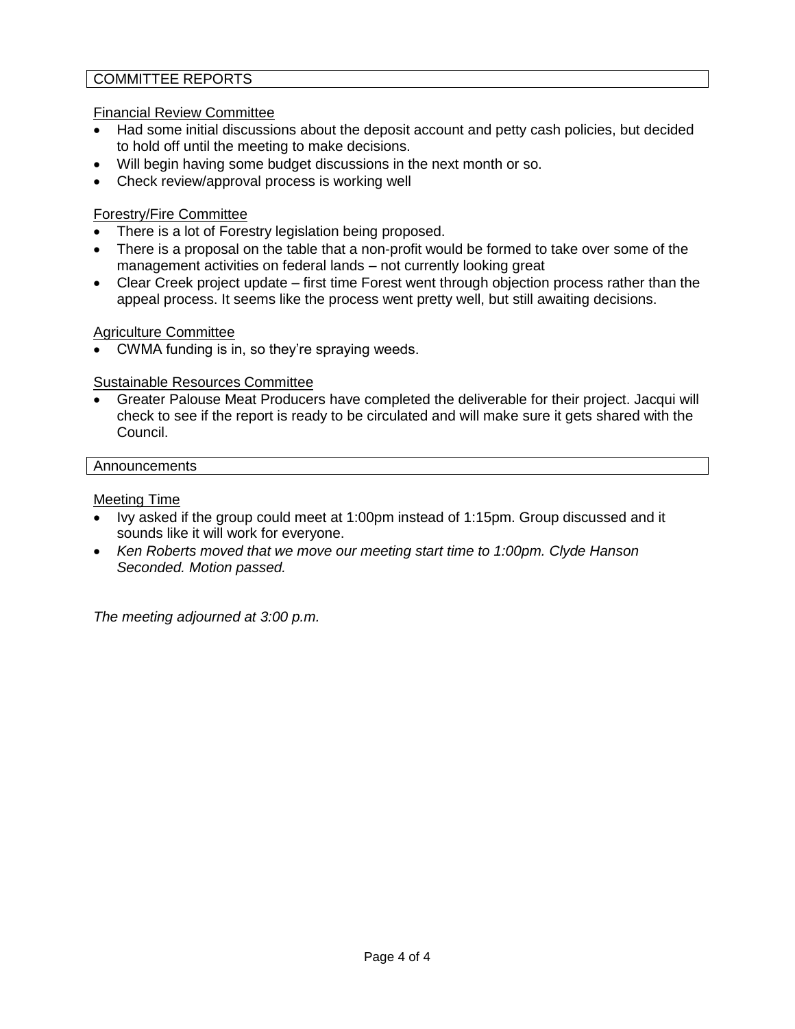## COMMITTEE REPORTS

### Financial Review Committee

- Had some initial discussions about the deposit account and petty cash policies, but decided to hold off until the meeting to make decisions.
- Will begin having some budget discussions in the next month or so.
- Check review/approval process is working well

### Forestry/Fire Committee

- There is a lot of Forestry legislation being proposed.
- There is a proposal on the table that a non-profit would be formed to take over some of the management activities on federal lands – not currently looking great
- Clear Creek project update – first time Forest went through objection process rather than the appeal process. It seems like the process went pretty well, but still awaiting decisions.

### Agriculture Committee

- CWMA funding is in, so they're spraying weeds.

### Sustainable Resources Committee

- Greater Palouse Meat Producers have completed the deliverable for their project. Jacqui will check to see if the report is ready to be circulated and will make sure it gets shared with the Council.

## Announcements

### Meeting Time

- Ivy asked if the group could meet at 1:00pm instead of 1:15pm. Group discussed and it sounds like it will work for everyone.
- *Ken Roberts moved that we move our meeting start time to 1:00pm. Clyde Hanson Seconded. Motion passed.*

*The meeting adjourned at 3:00 p.m.*